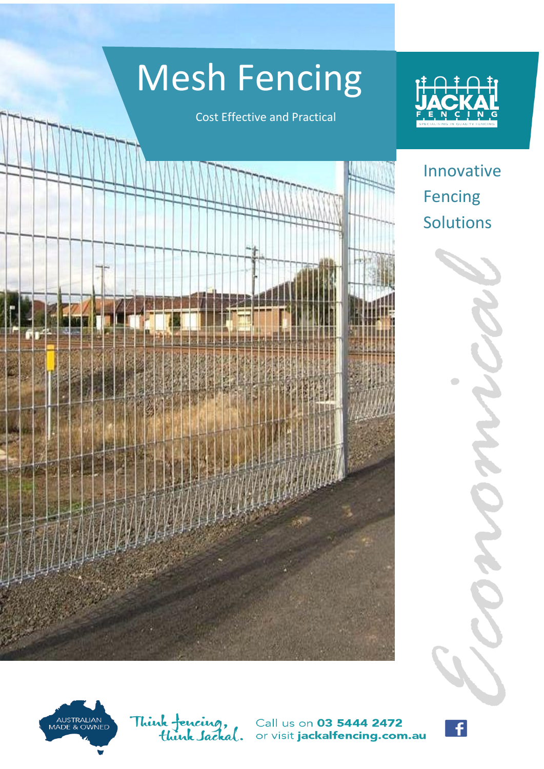# Mesh Fencing

Cost Effective and Practical

JACKAL FENCING

SPECIALISING IN QUALITY FENCING

Innovative Fencing Solutions

*Economical*

AUSTRALIAN MADE & OWNED

Think fencing, think Jackal.

Call us on **03 5444 2472**
or visit **jackalfencing.com.au**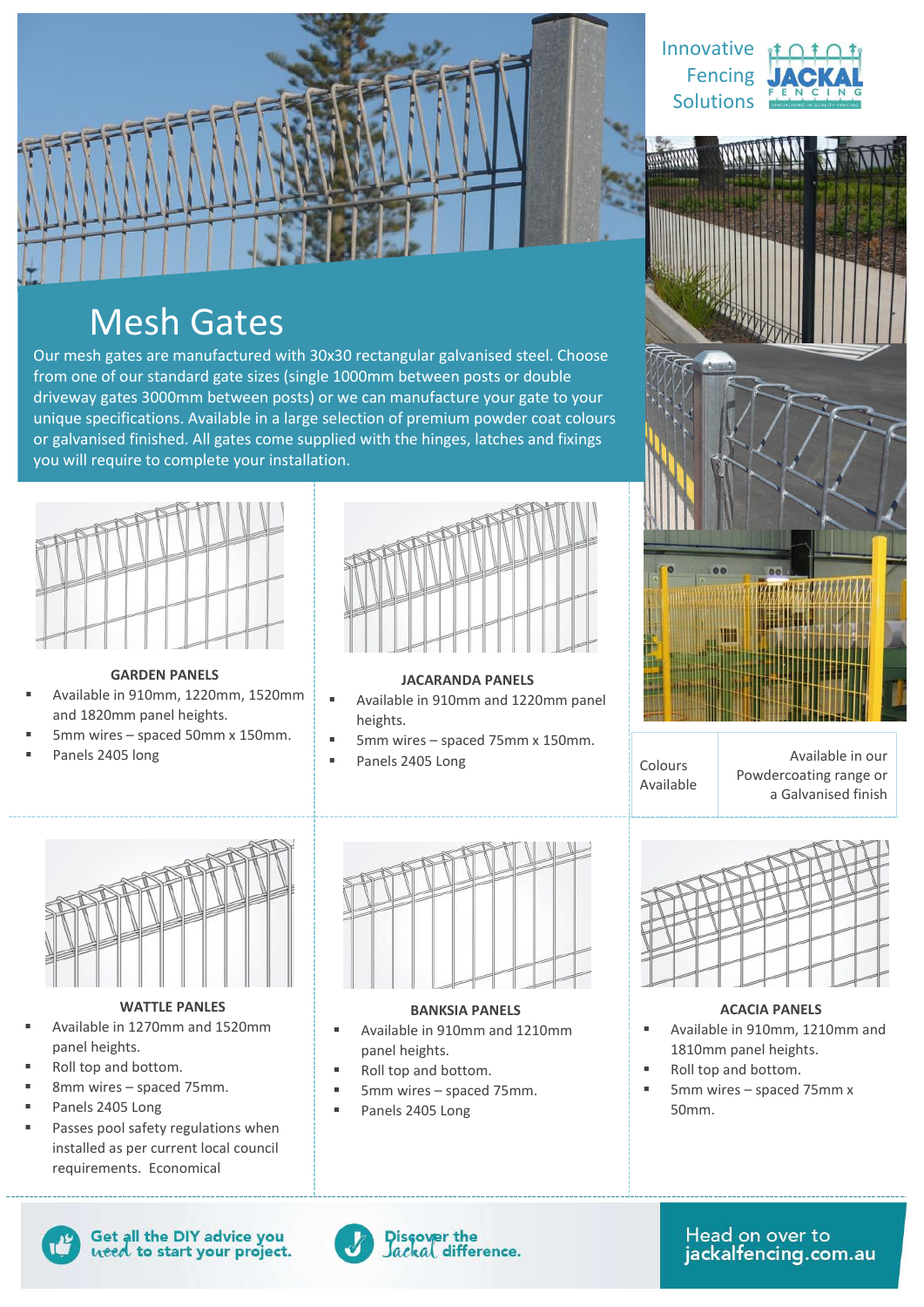Innovative Fencing Solutions

JACKAL FENCING

# Mesh Gates

Our mesh gates are manufactured with 30x30 rectangular galvanised steel. Choose from one of our standard gate sizes (single 1000mm between posts or double driveway gates 3000mm between posts) or we can manufacture your gate to your unique specifications. Available in a large selection of premium powder coat colours or galvanised finished. All gates come supplied with the hinges, latches and fixings you will require to complete your installation.

**GARDEN PANELS**

- Available in 910mm, 1220mm, 1520mm and 1820mm panel heights.
- 5mm wires – spaced 50mm x 150mm.
- Panels 2405 long

**JACARANDA PANELS**

- Available in 910mm and 1220mm panel heights.
- 5mm wires – spaced 75mm x 150mm.
- Panels 2405 Long

| | |
|---|---|
| Colours Available | Available in our Powdercoating range or a Galvanised finish |

**WATTLE PANLES**

- Available in 1270mm and 1520mm panel heights.
- Roll top and bottom.
- 8mm wires – spaced 75mm.
- Panels 2405 Long
- Passes pool safety regulations when installed as per current local council requirements. Economical

**BANKSIA PANELS**

- Available in 910mm and 1210mm panel heights.
- Roll top and bottom.
- 5mm wires – spaced 75mm.
- Panels 2405 Long

**ACACIA PANELS**

- Available in 910mm, 1210mm and 1810mm panel heights.
- Roll top and bottom.
- 5mm wires – spaced 75mm x 50mm.

Get all the DIY advice you need to start your project.

Discover the Jackal difference.

Head on over to jackalfencing.com.au